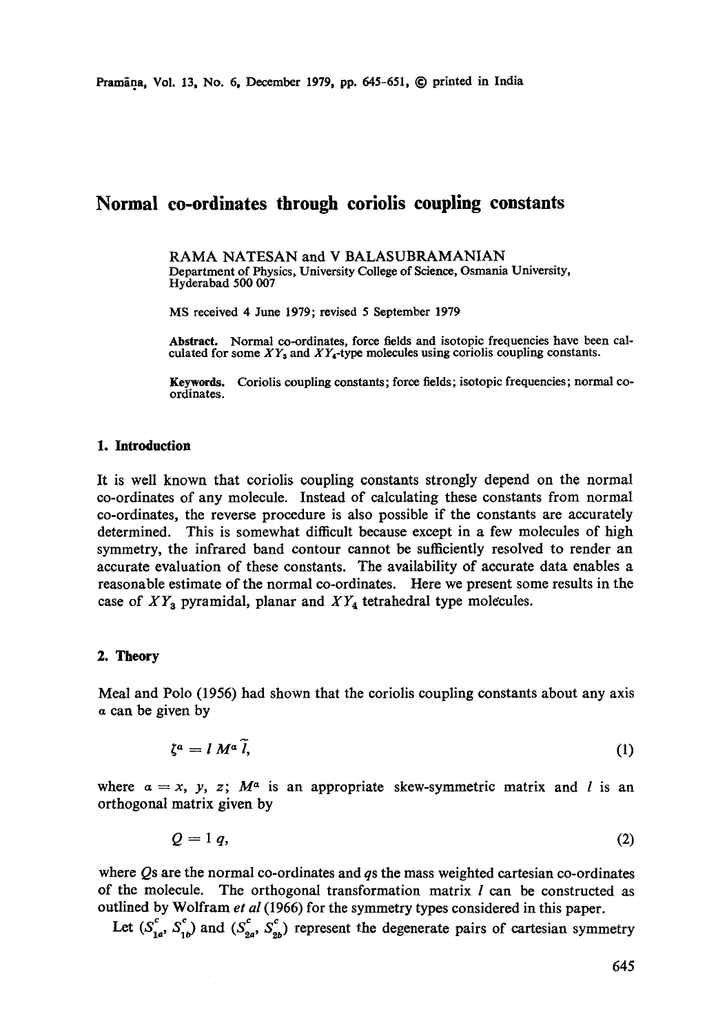# Normal co-ordinates through coriolis coupling constants

RAMA NATESAN and V BALASUBRAMANIAN
Department of Physics, University College of Science, Osmania University, Hyderabad 500 007

MS received 4 June 1979; revised 5 September 1979

**Abstract.** Normal co-ordinates, force fields and isotopic frequencies have been calculated for some $XY_3$ and $XY_4$-type molecules using coriolis coupling constants.

**Keywords.** Coriolis coupling constants; force fields; isotopic frequencies; normal co-ordinates.

## 1. Introduction

It is well known that coriolis coupling constants strongly depend on the normal co-ordinates of any molecule. Instead of calculating these constants from normal co-ordinates, the reverse procedure is also possible if the constants are accurately determined. This is somewhat difficult because except in a few molecules of high symmetry, the infrared band contour cannot be sufficiently resolved to render an accurate evaluation of these constants. The availability of accurate data enables a reasonable estimate of the normal co-ordinates. Here we present some results in the case of $XY_3$ pyramidal, planar and $XY_4$ tetrahedral type molecules.

## 2. Theory

Meal and Polo (1956) had shown that the coriolis coupling constants about any axis $\alpha$ can be given by

$$\zeta^{\alpha} = l\, M^{\alpha}\, \tilde{l}, \tag{1}$$

where $\alpha = x, y, z$; $M^{\alpha}$ is an appropriate skew-symmetric matrix and $l$ is an orthogonal matrix given by

$$Q = l\, q, \tag{2}$$

where $Q$s are the normal co-ordinates and $q$s the mass weighted cartesian co-ordinates of the molecule. The orthogonal transformation matrix $l$ can be constructed as outlined by Wolfram *et al* (1966) for the symmetry types considered in this paper.

Let $(S^{c}_{1a}, S^{c}_{1b})$ and $(S^{c}_{2a}, S^{c}_{2b})$ represent the degenerate pairs of cartesian symmetry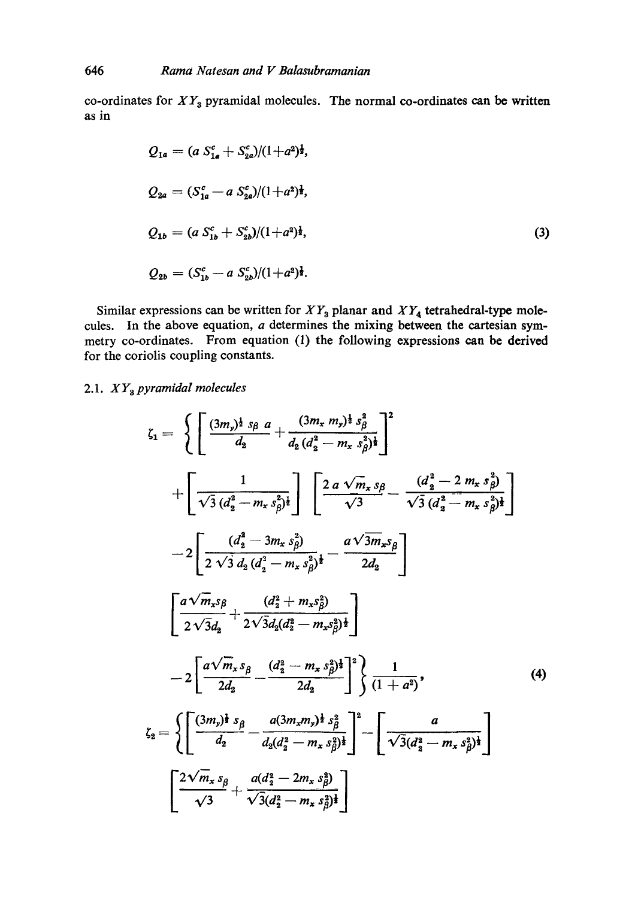co-ordinates for $XY_3$ pyramidal molecules. The normal co-ordinates can be written as in

$$
\begin{aligned}
Q_{1a} &= (a\, S^c_{1a} + S^c_{2a})/(1+a^2)^{\frac{1}{2}},\\
Q_{2a} &= (S^c_{1a} - a\, S^c_{2a})/(1+a^2)^{\frac{1}{2}},\\
Q_{1b} &= (a\, S^c_{1b} + S^c_{2b})/(1+a^2)^{\frac{1}{2}},\\
Q_{2b} &= (S^c_{1b} - a\, S^c_{2b})/(1+a^2)^{\frac{1}{2}}.
\end{aligned}
\tag{3}
$$

Similar expressions can be written for $XY_3$ planar and $XY_4$ tetrahedral-type molecules. In the above equation, $a$ determines the mixing between the cartesian symmetry co-ordinates. From equation (1) the following expressions can be derived for the coriolis coupling constants.

### 2.1. $XY_3$ pyramidal molecules

$$
\begin{aligned}
\zeta_1 = \Bigg\{ & \left[\frac{(3m_y)^{\frac{1}{2}} s_\beta\, a}{d_2} + \frac{(3m_x\, m_y)^{\frac{1}{2}} s_\beta^2}{d_2\,(d_2^2 - m_x\, s_\beta^2)^{\frac{1}{2}}}\right]^2 \\
& + \left[\frac{1}{\sqrt{3}\,(d_2^2 - m_x\, s_\beta^2)^{\frac{1}{2}}}\right]\left[\frac{2\,a\,\sqrt{m_x}\, s_\beta}{\sqrt{3}} - \frac{(d_2^2 - 2\,m_x\, s_\beta^2)}{\sqrt{3}\,(d_2^2 - m_x\, s_\beta^2)^{\frac{1}{2}}}\right] \\
& - 2\left[\frac{(d_2^2 - 3m_x\, s_\beta^2)}{2\sqrt{3}\, d_2\,(d_2^2 - m_x\, s_\beta^2)^{\frac{1}{2}}} - \frac{a\sqrt{3m_x} s_\beta}{2d_2}\right] \\
& \left[\frac{a\sqrt{m_x} s_\beta}{2\sqrt{3}d_2} + \frac{(d_2^2 + m_x s_\beta^2)}{2\sqrt{3}d_2(d_2^2 - m_x s_\beta^2)^{\frac{1}{2}}}\right] \\
& - 2\left[\frac{a\sqrt{m_x}\, s_\beta}{2d_2} - \frac{(d_2^2 - m_x\, s_\beta^2)^{\frac{1}{2}}}{2d_2}\right]^2 \Bigg\} \frac{1}{(1+a^2)},
\end{aligned}
\tag{4}
$$

$$
\begin{aligned}
\zeta_2 = \Bigg\{ & \left[\frac{(3m_y)^{\frac{1}{2}}\, s_\beta}{d_2} - \frac{a(3m_x m_y)^{\frac{1}{2}}\, s_\beta^2}{d_2(d_2^2 - m_x\, s_\beta^2)^{\frac{1}{2}}}\right]^2 - \left[\frac{a}{\sqrt{3}(d_2^2 - m_x\, s_\beta^2)^{\frac{1}{2}}}\right] \\
& \left[\frac{2\sqrt{m_x}\, s_\beta}{\sqrt{3}} + \frac{a(d_2^2 - 2m_x\, s_\beta^2)}{\sqrt{3}(d_2^2 - m_x\, s_\beta^2)^{\frac{1}{2}}}\right]
\end{aligned}
$$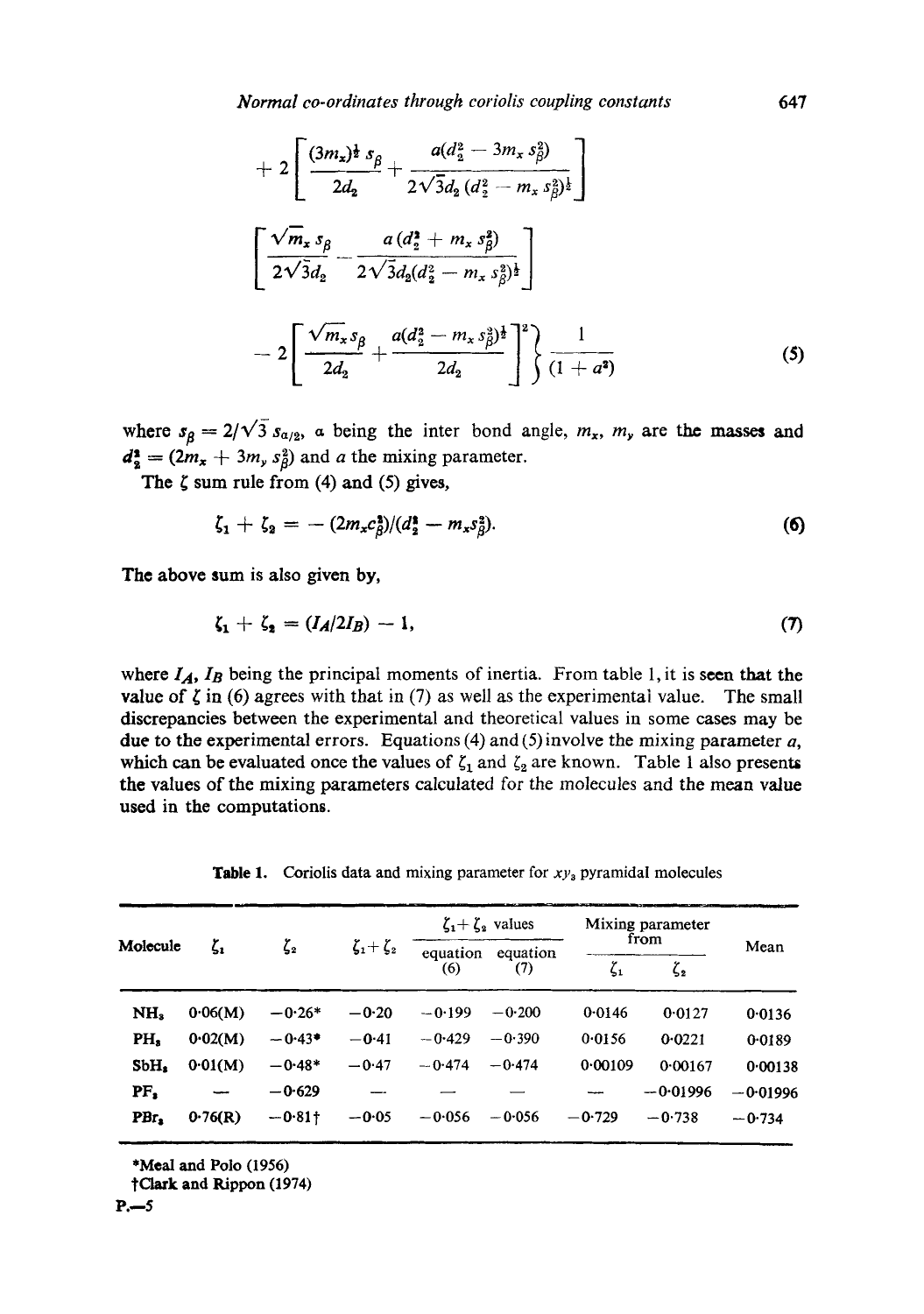$$+ 2\left[\frac{(3m_x)^{\frac{1}{2}}\, s_\beta}{2d_2} + \frac{a(d_2^2 - 3m_x\, s_\beta^2)}{2\sqrt{3}d_2\,(d_2^2 - m_x\, s_\beta^2)^{\frac{1}{2}}}\right]$$

$$\left[\frac{\sqrt{m_x}\, s_\beta}{2\sqrt{3}d_2} - \frac{a\,(d_2^2 + m_x\, s_\beta^2)}{2\sqrt{3}d_2(d_2^2 - m_x\, s_\beta^2)^{\frac{1}{2}}}\right]$$

$$- 2\left[\frac{\sqrt{m_x}\, s_\beta}{2d_2} + \frac{a(d_2^2 - m_x\, s_\beta^2)^{\frac{1}{2}}}{2d_2}\right]^2\Bigg\}\, \frac{1}{(1 + a^2)} \tag{5}$$

where $s_\beta = 2/\sqrt{3}\, s_{\alpha/2}$, $\alpha$ being the inter bond angle, $m_x$, $m_y$ are the masses and $d_2^2 = (2m_x + 3m_y\, s_\beta^2)$ and $a$ the mixing parameter.

The $\zeta$ sum rule from (4) and (5) gives,

$$\zeta_1 + \zeta_2 = -\,(2m_x c_\beta^2)/(d_2^2 - m_x s_\beta^2). \tag{6}$$

The above sum is also given by,

$$\zeta_1 + \zeta_2 = (I_A/2I_B) - 1, \tag{7}$$

where $I_A$, $I_B$ being the principal moments of inertia. From table 1, it is seen that the value of $\zeta$ in (6) agrees with that in (7) as well as the experimental value. The small discrepancies between the experimental and theoretical values in some cases may be due to the experimental errors. Equations (4) and (5) involve the mixing parameter $a$, which can be evaluated once the values of $\zeta_1$ and $\zeta_2$ are known. Table 1 also presents the values of the mixing parameters calculated for the molecules and the mean value used in the computations.

**Table 1.** Coriolis data and mixing parameter for $xy_3$ pyramidal molecules

| Molecule | $\zeta_1$ | $\zeta_2$ | $\zeta_1+\zeta_2$ | $\zeta_1+\zeta_2$ values | | Mixing parameter from | | Mean |
|---|---|---|---|---|---|---|---|---|
| | | | | equation (6) | equation (7) | $\zeta_1$ | $\zeta_2$ | |
| $NH_3$ | 0·06(M) | −0·26* | −0·20 | −0·199 | −0·200 | 0·0146 | 0·0127 | 0·0136 |
| $PH_3$ | 0·02(M) | −0·43* | −0·41 | −0·429 | −0·390 | 0·0156 | 0·0221 | 0·0189 |
| $SbH_3$ | 0·01(M) | −0·48* | −0·47 | −0·474 | −0·474 | 0·00109 | 0·00167 | 0·00138 |
| $PF_3$ | — | −0·629 | — | — | — | — | −0·01996 | −0·01996 |
| $PBr_3$ | 0·76(R) | −0·81† | −0·05 | −0·056 | −0·056 | −0·729 | −0·738 | −0·734 |

*Meal and Polo (1956)
†Clark and Rippon (1974)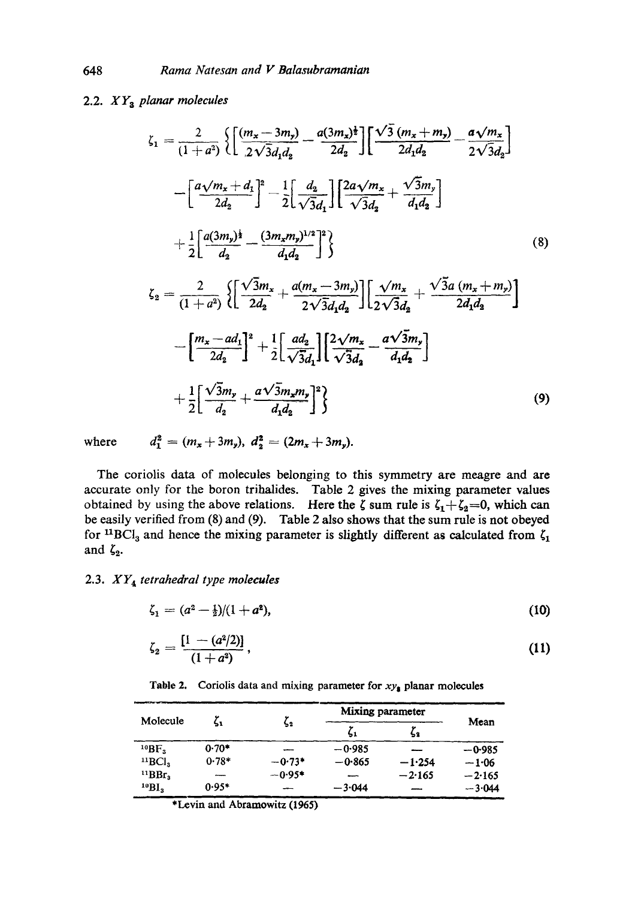### 2.2. $XY_3$ planar molecules

$$\zeta_1 = \frac{2}{(1+a^2)} \left\{ \left[ \frac{(m_x - 3m_y)}{2\sqrt{3}d_1 d_2} - \frac{a(3m_x)^{\frac{1}{2}}}{2d_2} \right] \left[ \frac{\sqrt{3}\,(m_x + m_y)}{2d_1 d_2} - \frac{a\sqrt{m_x}}{2\sqrt{3}d_2} \right] \right.$$

$$- \left[ \frac{a\sqrt{m_x} + d_1}{2d_2} \right]^2 - \frac{1}{2} \left[ \frac{d_2}{\sqrt{3}d_1} \right] \left[ \frac{2a\sqrt{m_x}}{\sqrt{3}d_2} + \frac{\sqrt{3}m_y}{d_1 d_2} \right]$$

$$\left. + \frac{1}{2} \left[ \frac{a(3m_y)^{\frac{1}{2}}}{d_2} - \frac{(3m_x m_y)^{1/2}}{d_1 d_2} \right]^2 \right\} \tag{8}$$

$$\zeta_2 = \frac{2}{(1+a^2)} \left\{ \left[ \frac{\sqrt{3}m_x}{2d_2} + \frac{a(m_x - 3m_y)}{2\sqrt{3}d_1 d_2} \right] \left[ \frac{\sqrt{m_x}}{2\sqrt{3}d_2} + \frac{\sqrt{3}a\,(m_x + m_y)}{2d_1 d_2} \right] \right.$$

$$- \left[ \frac{m_x - a d_1}{2d_2} \right]^2 + \frac{1}{2} \left[ \frac{a d_2}{\sqrt{3}d_1} \right] \left[ \frac{2\sqrt{m_x}}{\sqrt{3}d_2} - \frac{a\sqrt{3}m_y}{d_1 d_2} \right]$$

$$\left. + \frac{1}{2} \left[ \frac{\sqrt{3}m_y}{d_2} + \frac{a\sqrt{3m_x m_y}}{d_1 d_2} \right]^2 \right\} \tag{9}$$

where $\quad d_1^2 = (m_x + 3m_y),\; d_2^2 = (2m_x + 3m_y).$

The coriolis data of molecules belonging to this symmetry are meagre and are accurate only for the boron trihalides. Table 2 gives the mixing parameter values obtained by using the above relations. Here the $\zeta$ sum rule is $\zeta_1 + \zeta_2 = 0$, which can be easily verified from (8) and (9). Table 2 also shows that the sum rule is not obeyed for $^{11}BCl_3$ and hence the mixing parameter is slightly different as calculated from $\zeta_1$ and $\zeta_2$.

### 2.3. $XY_4$ tetrahedral type molecules

$$\zeta_1 = (a^2 - \tfrac{1}{2})/(1 + a^2), \tag{10}$$

$$\zeta_2 = \frac{[1 - (a^2/2)]}{(1 + a^2)}, \tag{11}$$

Table 2. Coriolis data and mixing parameter for $xy_3$ planar molecules

| Molecule | $\zeta_1$ | $\zeta_2$ | Mixing parameter | | Mean |
|---|---|---|---|---|---|
| | | | $\zeta_1$ | $\zeta_2$ | |
| $^{10}BF_3$ | 0·70* | — | −0·985 | — | −0·985 |
| $^{11}BCl_3$ | 0·78* | −0·73* | −0·865 | −1·254 | −1·06 |
| $^{11}BBr_3$ | — | −0·95* | — | −2·165 | −2·165 |
| $^{10}BI_3$ | 0·95* | — | −3·044 | — | −3·044 |

*Levin and Abramowitz (1965)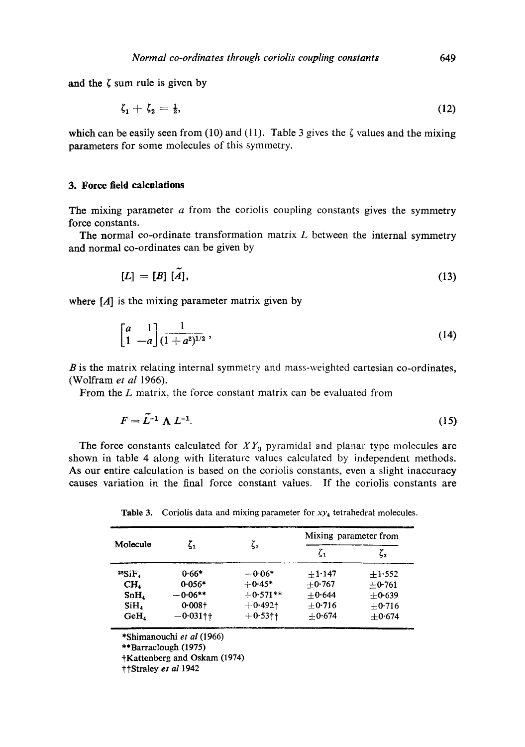and the $\zeta$ sum rule is given by

$$\zeta_1 + \zeta_2 = \tfrac{1}{2}, \tag{12}$$

which can be easily seen from (10) and (11). Table 3 gives the $\zeta$ values and the mixing parameters for some molecules of this symmetry.

## 3. Force field calculations

The mixing parameter $a$ from the coriolis coupling constants gives the symmetry force constants.

The normal co-ordinate transformation matrix $L$ between the internal symmetry and normal co-ordinates can be given by

$$[L] = [B]\,[\tilde{A}], \tag{13}$$

where $[A]$ is the mixing parameter matrix given by

$$\begin{bmatrix} a & 1 \\ 1 & -a \end{bmatrix} \frac{1}{(1+a^2)^{1/2}}, \tag{14}$$

$B$ is the matrix relating internal symmetry and mass-weighted cartesian co-ordinates, (Wolfram *et al* 1966).

From the $L$ matrix, the force constant matrix can be evaluated from

$$F = \tilde{L}^{-1}\,\Lambda\,L^{-1}. \tag{15}$$

The force constants calculated for $XY_3$ pyramidal and planar type molecules are shown in table 4 along with literature values calculated by independent methods. As our entire calculation is based on the coriolis constants, even a slight inaccuracy causes variation in the final force constant values. If the coriolis constants are

**Table 3.** Coriolis data and mixing parameter for $xy_4$ tetrahedral molecules.

| Molecule | $\zeta_1$ | $\zeta_2$ | Mixing parameter from | |
|---|---|---|---|---|
| | | | $\zeta_1$ | $\zeta_2$ |
| $^{28}SiF_4$ | 0·66* | −0·06* | ±1·147 | ±1·552 |
| $CH_4$ | 0·056* | +0·45* | ±0·767 | ±0·761 |
| $SnH_4$ | −0·06** | +0·571** | ±0·644 | ±0·639 |
| $SiH_4$ | 0·008† | +0·492† | ±0·716 | ±0·716 |
| $GeH_4$ | −0·031†† | +0·53†† | ±0·674 | ±0·674 |

*Shimanouchi *et al* (1966)
**Barraclough (1975)
†Kattenberg and Oskam (1974)
††Straley *et al* 1942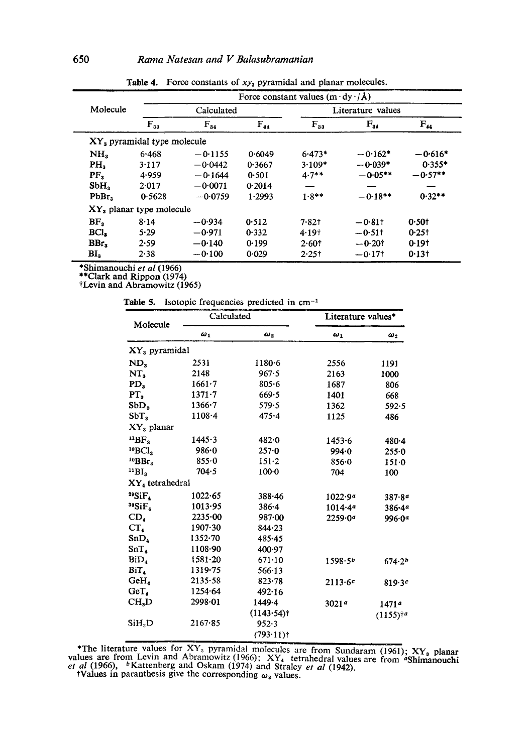**Table 4.** Force constants of $xy_3$ pyramidal and planar molecules.

| Molecule | Force constant values (m·dy·/Å) | | | | | |
|---|---|---|---|---|---|---|
| | Calculated | | | Literature values | | |
| | $F_{33}$ | $F_{34}$ | $F_{44}$ | $F_{33}$ | $F_{34}$ | $F_{44}$ |
| $XY_3$ pyramidal type molecule | | | | | | |
| $NH_3$ | 6·468 | −0·1155 | 0·6049 | 6·473* | −0·162* | −0·616* |
| $PH_3$ | 3·117 | −0·0442 | 0·3667 | 3·109* | −0·039* | 0·355* |
| $PF_3$ | 4·959 | −0·1644 | 0·501 | 4·7** | −0·05** | −0·57** |
| $SbH_3$ | 2·017 | −0·0071 | 0·2014 | — | — | — |
| $PbBr_3$ | 0·5628 | −0·0759 | 1·2993 | 1·8** | −0·18** | 0·32** |
| $XY_3$ planar type molecule | | | | | | |
| $BF_3$ | 8·14 | −0·934 | 0·512 | 7·82† | −0·81† | 0·50† |
| $BCl_3$ | 5·29 | −0·971 | 0·332 | 4·19† | −0·51† | 0·25† |
| $BBr_3$ | 2·59 | −0·140 | 0·199 | 2·60† | −0·20† | 0·19† |
| $BI_3$ | 2·38 | −0·100 | 0·029 | 2·25† | −0·17† | 0·13† |

*Shimanouchi *et al* (1966)
**Clark and Rippon (1974)
†Levin and Abramowitz (1965)

**Table 5.** Isotopic frequencies predicted in $cm^{-1}$

| Molecule | Calculated | | Literature values* | |
|---|---|---|---|---|
| | $\omega_1$ | $\omega_2$ | $\omega_1$ | $\omega_2$ |
| $XY_3$ pyramidal | | | | |
| $ND_3$ | 2531 | 1180·6 | 2556 | 1191 |
| $NT_3$ | 2148 | 967·5 | 2163 | 1000 |
| $PD_3$ | 1661·7 | 805·6 | 1687 | 806 |
| $PT_3$ | 1371·7 | 669·5 | 1401 | 668 |
| $SbD_3$ | 1366·7 | 579·5 | 1362 | 592·5 |
| $SbT_3$ | 1108·4 | 475·4 | 1125 | 486 |
| $XY_3$ planar | | | | |
| $^{11}BF_3$ | 1445·3 | 482·0 | 1453·6 | 480·4 |
| $^{10}BCl_3$ | 986·0 | 257·0 | 994·0 | 255·0 |
| $^{10}BBr_3$ | 855·0 | 151·2 | 856·0 | 151·0 |
| $^{11}BI_3$ | 704·5 | 100·0 | 704 | 100 |
| $XY_4$ tetrahedral | | | | |
| $^{29}SiF_4$ | 1022·65 | 388·46 | 1022·9[a] | 387·8[a] |
| $^{30}SiF_4$ | 1013·95 | 386·4 | 1014·4[a] | 386·4[a] |
| $CD_4$ | 2235·00 | 987·00 | 2259·0[a] | 996·0[a] |
| $CT_4$ | 1907·30 | 844·23 | | |
| $SnD_4$ | 1352·70 | 485·45 | | |
| $SnT_4$ | 1108·90 | 400·97 | | |
| $BiD_4$ | 1581·20 | 671·10 | 1598·5[b] | 674·2[b] |
| $BiT_4$ | 1319·75 | 566·13 | | |
| $GeH_4$ | 2135·58 | 823·78 | 2113·6[c] | 819·3[c] |
| $GeT_4$ | 1254·64 | 492·16 | | |
| $CH_3D$ | 2998·01 | 1449·4 (1143·54)† | 3021[a] | 1471[a] (1155)†[a] |
| $SiH_3D$ | 2167·85 | 952·3 (793·11)† | | |

*The literature values for $XY_3$ pyramidal molecules are from Sundaram (1961); $XY_3$ planar values are from Levin and Abramowitz (1966); $XY_4$ tetrahedral values are from [a]Shimanouchi *et al* (1966), [b]Kattenberg and Oskam (1974) and Straley *et al* (1942).
†Values in paranthesis give the corresponding $\omega_3$ values.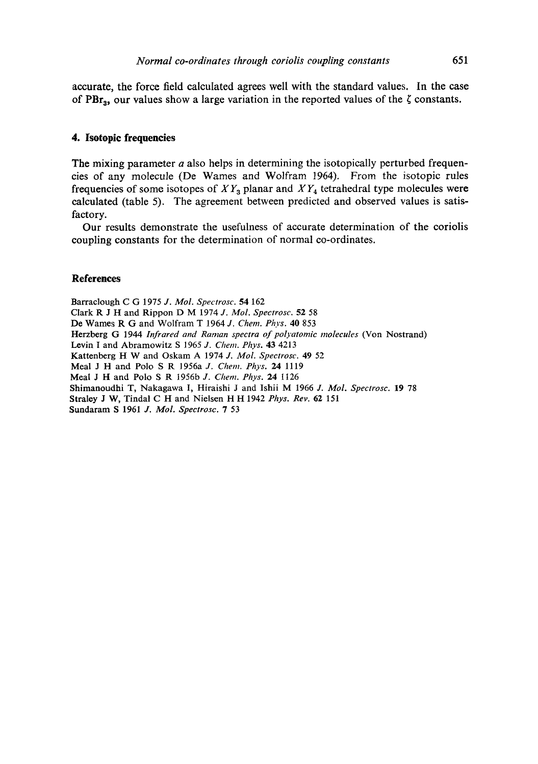accurate, the force field calculated agrees well with the standard values. In the case of $PBr_3$, our values show a large variation in the reported values of the $\zeta$ constants.

## 4. Isotopic frequencies

The mixing parameter $a$ also helps in determining the isotopically perturbed frequencies of any molecule (De Wames and Wolfram 1964). From the isotopic rules frequencies of some isotopes of $XY_3$ planar and $XY_4$ tetrahedral type molecules were calculated (table 5). The agreement between predicted and observed values is satisfactory.

Our results demonstrate the usefulness of accurate determination of the coriolis coupling constants for the determination of normal co-ordinates.

## References

Barraclough C G 1975 *J. Mol. Spectrosc.* **54** 162

Clark R J H and Rippon D M 1974 *J. Mol. Spectrosc.* **52** 58

De Wames R G and Wolfram T 1964 *J. Chem. Phys.* **40** 853

Herzberg G 1944 *Infrared and Raman spectra of polyatomic molecules* (Von Nostrand)

Levin I and Abramowitz S 1965 *J. Chem. Phys.* **43** 4213

Kattenberg H W and Oskam A 1974 *J. Mol. Spectrosc.* **49** 52

Meal J H and Polo S R 1956a *J. Chem. Phys.* **24** 1119

Meal J H and Polo S R 1956b *J. Chem. Phys.* **24** 1126

Shimanoudhi T, Nakagawa I, Hiraishi J and Ishii M 1966 *J. Mol. Spectrosc.* **19** 78

Straley J W, Tindal C H and Nielsen H H 1942 *Phys. Rev.* **62** 151

Sundaram S 1961 *J. Mol. Spectrosc.* **7** 53